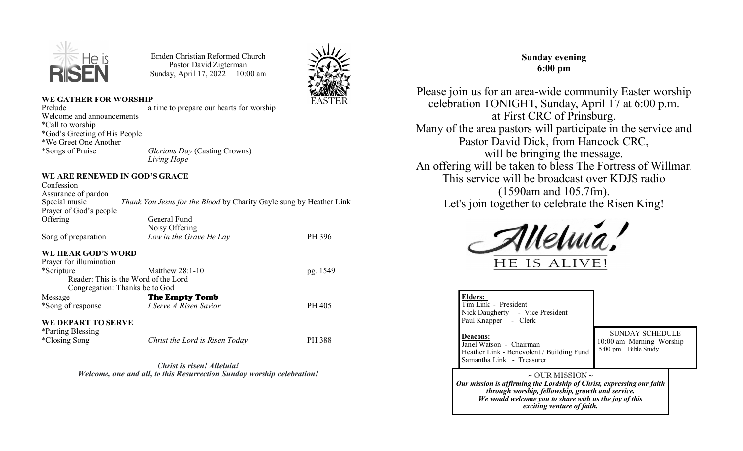He is RISEN

Emden Christian Reformed Church
Pastor David Zigterman
Sunday, April 17, 2022 10:00 am

EASTER

## WE GATHER FOR WORSHIP

| | | |
|---|---|---|
| Prelude | a time to prepare our hearts for worship | |
| Welcome and announcements | | |
| *Call to worship | | |
| *God's Greeting of His People | | |
| *We Greet One Another | | |
| *Songs of Praise | *Glorious Day* (Casting Crowns) | |
| | *Living Hope* | |

## WE ARE RENEWED IN GOD'S GRACE

| | | |
|---|---|---|
| Confession | | |
| Assurance of pardon | | |
| Special music | *Thank You Jesus for the Blood* by Charity Gayle sung by Heather Link | |
| Prayer of God's people | | |
| Offering | General Fund | |
| | Noisy Offering | |
| Song of preparation | *Low in the Grave He Lay* | PH 396 |

## WE HEAR GOD'S WORD

| | | |
|---|---|---|
| Prayer for illumination | | |
| *Scripture | Matthew 28:1-10 | pg. 1549 |
| | Reader: This is the Word of the Lord | |
| | Congregation: Thanks be to God | |
| Message | **The Empty Tomb** | |
| *Song of response | *I Serve A Risen Savior* | PH 405 |

## WE DEPART TO SERVE

| | | |
|---|---|---|
| *Parting Blessing | | |
| *Closing Song | *Christ the Lord is Risen Today* | PH 388 |

***Christ is risen! Alleluia!***
***Welcome, one and all, to this Resurrection Sunday worship celebration!***

**Sunday evening**
**6:00 pm**

Please join us for an area-wide community Easter worship celebration TONIGHT, Sunday, April 17 at 6:00 p.m. at First CRC of Prinsburg.
Many of the area pastors will participate in the service and Pastor David Dick, from Hancock CRC, will be bringing the message.
An offering will be taken to bless The Fortress of Willmar.
This service will be broadcast over KDJS radio (1590am and 105.7fm).
Let's join together to celebrate the Risen King!

Alleluia!
HE IS ALIVE!

**Elders:**
Tim Link - President
Nick Daugherty - Vice President
Paul Knapper - Clerk

**Deacons:**
Janel Watson - Chairman
Heather Link - Benevolent / Building Fund
Samantha Link - Treasurer

SUNDAY SCHEDULE
10:00 am Morning Worship
5:00 pm Bible Study

~ OUR MISSION ~
***Our mission is affirming the Lordship of Christ, expressing our faith through worship, fellowship, growth and service.***
***We would welcome you to share with us the joy of this exciting venture of faith.***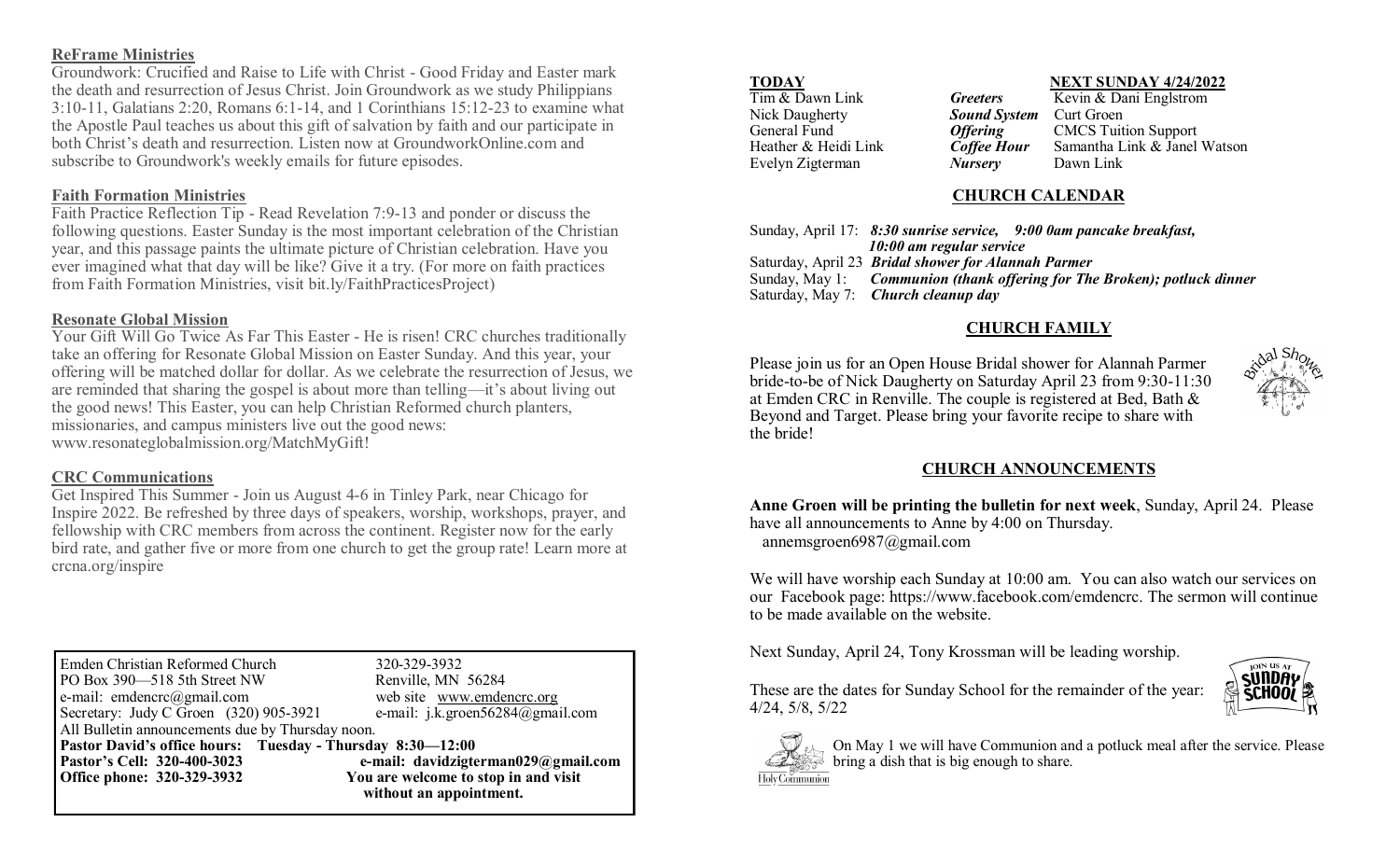**ReFrame Ministries**

Groundwork: Crucified and Raise to Life with Christ - Good Friday and Easter mark the death and resurrection of Jesus Christ. Join Groundwork as we study Philippians 3:10-11, Galatians 2:20, Romans 6:1-14, and 1 Corinthians 15:12-23 to examine what the Apostle Paul teaches us about this gift of salvation by faith and our participate in both Christ's death and resurrection. Listen now at GroundworkOnline.com and subscribe to Groundwork's weekly emails for future episodes.

**Faith Formation Ministries**

Faith Practice Reflection Tip - Read Revelation 7:9-13 and ponder or discuss the following questions. Easter Sunday is the most important celebration of the Christian year, and this passage paints the ultimate picture of Christian celebration. Have you ever imagined what that day will be like? Give it a try. (For more on faith practices from Faith Formation Ministries, visit bit.ly/FaithPracticesProject)

**Resonate Global Mission**

Your Gift Will Go Twice As Far This Easter - He is risen! CRC churches traditionally take an offering for Resonate Global Mission on Easter Sunday. And this year, your offering will be matched dollar for dollar. As we celebrate the resurrection of Jesus, we are reminded that sharing the gospel is about more than telling—it's about living out the good news! This Easter, you can help Christian Reformed church planters, missionaries, and campus ministers live out the good news: www.resonateglobalmission.org/MatchMyGift!

**CRC Communications**

Get Inspired This Summer - Join us August 4-6 in Tinley Park, near Chicago for Inspire 2022. Be refreshed by three days of speakers, worship, workshops, prayer, and fellowship with CRC members from across the continent. Register now for the early bird rate, and gather five or more from one church to get the group rate! Learn more at crcna.org/inspire

Emden Christian Reformed Church 320-329-3932
PO Box 390—518 5th Street NW Renville, MN 56284
e-mail: emdencrc@gmail.com web site www.emdencrc.org
Secretary: Judy C Groen (320) 905-3921 e-mail: j.k.groen56284@gmail.com
All Bulletin announcements due by Thursday noon.
**Pastor David's office hours: Tuesday - Thursday 8:30—12:00**
**Pastor's Cell: 320-400-3023 e-mail: davidzigterman029@gmail.com**
**Office phone: 320-329-3932 You are welcome to stop in and visit without an appointment.**

| **TODAY** | | **NEXT SUNDAY 4/24/2022** |
|---|---|---|
| Tim & Dawn Link | ***Greeters*** | Kevin & Dani Englstrom |
| Nick Daugherty | ***Sound System*** | Curt Groen |
| General Fund | ***Offering*** | CMCS Tuition Support |
| Heather & Heidi Link | ***Coffee Hour*** | Samantha Link & Janel Watson |
| Evelyn Zigterman | ***Nursery*** | Dawn Link |

## CHURCH CALENDAR

Sunday, April 17: ***8:30 sunrise service, 9:00 0am pancake breakfast, 10:00 am regular service***
Saturday, April 23 ***Bridal shower for Alannah Parmer***
Sunday, May 1: ***Communion (thank offering for The Broken); potluck dinner***
Saturday, May 7: ***Church cleanup day***

## CHURCH FAMILY

Please join us for an Open House Bridal shower for Alannah Parmer bride-to-be of Nick Daugherty on Saturday April 23 from 9:30-11:30 at Emden CRC in Renville. The couple is registered at Bed, Bath & Beyond and Target. Please bring your favorite recipe to share with the bride!

## CHURCH ANNOUNCEMENTS

**Anne Groen will be printing the bulletin for next week**, Sunday, April 24. Please have all announcements to Anne by 4:00 on Thursday.
annemsgroen6987@gmail.com

We will have worship each Sunday at 10:00 am. You can also watch our services on our Facebook page: https://www.facebook.com/emdencrc. The sermon will continue to be made available on the website.

Next Sunday, April 24, Tony Krossman will be leading worship.

These are the dates for Sunday School for the remainder of the year: 4/24, 5/8, 5/22

On May 1 we will have Communion and a potluck meal after the service. Please bring a dish that is big enough to share.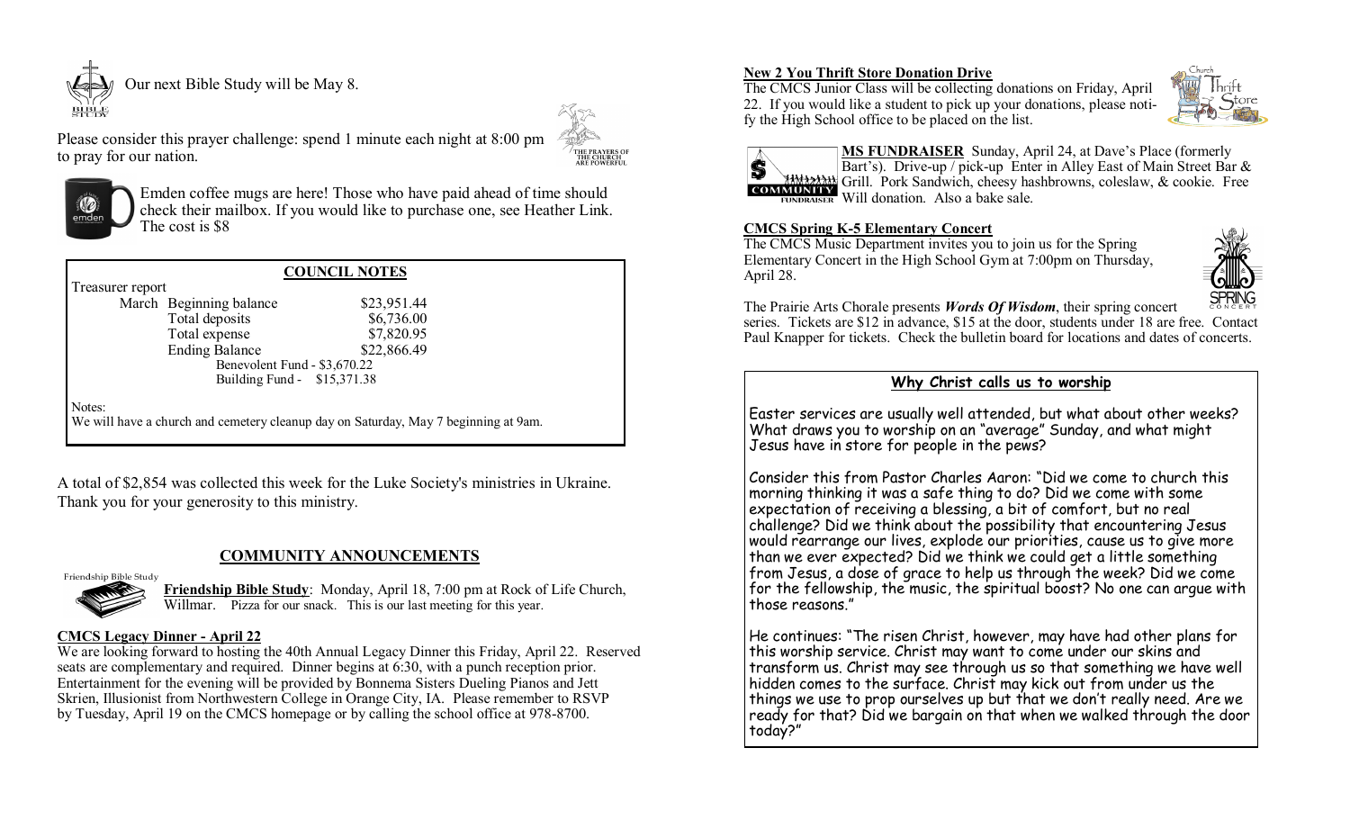Our next Bible Study will be May 8.

Please consider this prayer challenge: spend 1 minute each night at 8:00 pm to pray for our nation.

Emden coffee mugs are here! Those who have paid ahead of time should check their mailbox. If you would like to purchase one, see Heather Link. The cost is $8

## COUNCIL NOTES

Treasurer report

| March | | |
|---|---|---|
| | Beginning balance | $23,951.44 |
| | Total deposits | $6,736.00 |
| | Total expense | $7,820.95 |
| | Ending Balance | $22,866.49 |

Benevolent Fund - $3,670.22

Building Fund - $15,371.38

Notes:

We will have a church and cemetery cleanup day on Saturday, May 7 beginning at 9am.

A total of $2,854 was collected this week for the Luke Society's ministries in Ukraine. Thank you for your generosity to this ministry.

## COMMUNITY ANNOUNCEMENTS

**Friendship Bible Study**: Monday, April 18, 7:00 pm at Rock of Life Church, Willmar. Pizza for our snack. This is our last meeting for this year.

**CMCS Legacy Dinner - April 22**

We are looking forward to hosting the 40th Annual Legacy Dinner this Friday, April 22. Reserved seats are complementary and required. Dinner begins at 6:30, with a punch reception prior. Entertainment for the evening will be provided by Bonnema Sisters Dueling Pianos and Jett Skrien, Illusionist from Northwestern College in Orange City, IA. Please remember to RSVP by Tuesday, April 19 on the CMCS homepage or by calling the school office at 978-8700.

**New 2 You Thrift Store Donation Drive**

The CMCS Junior Class will be collecting donations on Friday, April 22. If you would like a student to pick up your donations, please notify the High School office to be placed on the list.

**MS FUNDRAISER** Sunday, April 24, at Dave's Place (formerly Bart's). Drive-up / pick-up Enter in Alley East of Main Street Bar & Grill. Pork Sandwich, cheesy hashbrowns, coleslaw, & cookie. Free Will donation. Also a bake sale.

**CMCS Spring K-5 Elementary Concert**

The CMCS Music Department invites you to join us for the Spring Elementary Concert in the High School Gym at 7:00pm on Thursday, April 28.

The Prairie Arts Chorale presents ***Words Of Wisdom***, their spring concert series. Tickets are $12 in advance, $15 at the door, students under 18 are free. Contact Paul Knapper for tickets. Check the bulletin board for locations and dates of concerts.

## Why Christ calls us to worship

Easter services are usually well attended, but what about other weeks? What draws you to worship on an "average" Sunday, and what might Jesus have in store for people in the pews?

Consider this from Pastor Charles Aaron: "Did we come to church this morning thinking it was a safe thing to do? Did we come with some expectation of receiving a blessing, a bit of comfort, but no real challenge? Did we think about the possibility that encountering Jesus would rearrange our lives, explode our priorities, cause us to give more than we ever expected? Did we think we could get a little something from Jesus, a dose of grace to help us through the week? Did we come for the fellowship, the music, the spiritual boost? No one can argue with those reasons."

He continues: "The risen Christ, however, may have had other plans for this worship service. Christ may want to come under our skins and transform us. Christ may see through us so that something we have well hidden comes to the surface. Christ may kick out from under us the things we use to prop ourselves up but that we don't really need. Are we ready for that? Did we bargain on that when we walked through the door today?"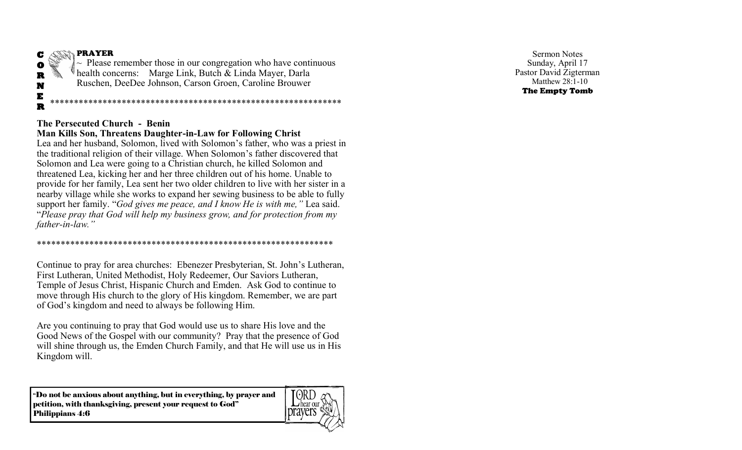**CORNER**

**PRAYER**

~ Please remember those in our congregation who have continuous health concerns: Marge Link, Butch & Linda Mayer, Darla Ruschen, DeeDee Johnson, Carson Groen, Caroline Brouwer

**************************************************************

**The Persecuted Church - Benin**

**Man Kills Son, Threatens Daughter-in-Law for Following Christ**

Lea and her husband, Solomon, lived with Solomon's father, who was a priest in the traditional religion of their village. When Solomon's father discovered that Solomon and Lea were going to a Christian church, he killed Solomon and threatened Lea, kicking her and her three children out of his home. Unable to provide for her family, Lea sent her two older children to live with her sister in a nearby village while she works to expand her sewing business to be able to fully support her family. "*God gives me peace, and I know He is with me,"* Lea said. "*Please pray that God will help my business grow, and for protection from my father-in-law."*

**************************************************************

Continue to pray for area churches: Ebenezer Presbyterian, St. John's Lutheran, First Lutheran, United Methodist, Holy Redeemer, Our Saviors Lutheran, Temple of Jesus Christ, Hispanic Church and Emden. Ask God to continue to move through His church to the glory of His kingdom. Remember, we are part of God's kingdom and need to always be following Him.

Are you continuing to pray that God would use us to share His love and the Good News of the Gospel with our community? Pray that the presence of God will shine through us, the Emden Church Family, and that He will use us in His Kingdom will.

**"Do not be anxious about anything, but in everything, by prayer and petition, with thanksgiving, present your request to God" Philippians 4:6**

LORD hear our prayers

Sermon Notes
Sunday, April 17
Pastor David Zigterman
Matthew 28:1-10

**The Empty Tomb**